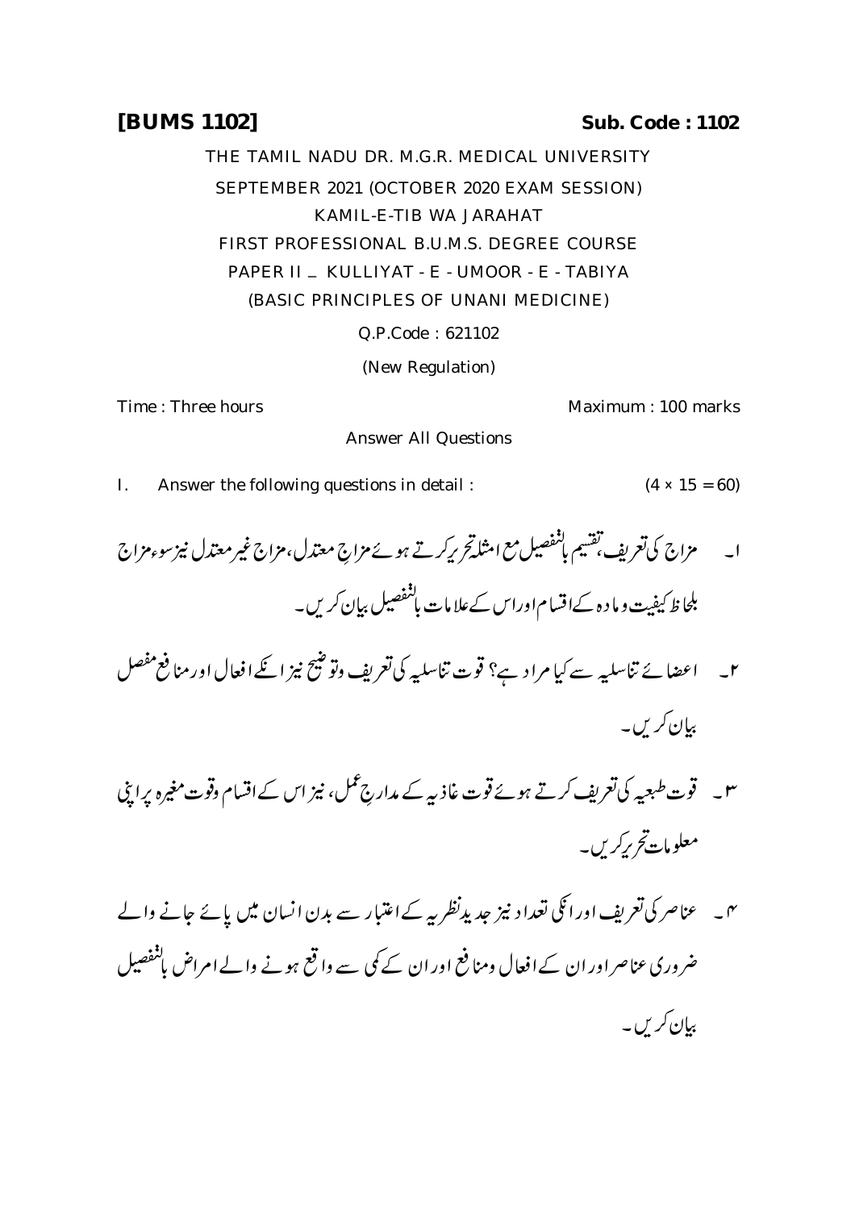**[BUMS 1102]** **Sub. Code : 1102**

THE TAMIL NADU DR. M.G.R. MEDICAL UNIVERSITY

SEPTEMBER 2021 (OCTOBER 2020 EXAM SESSION)

KAMIL-E-TIB WA JARAHAT

FIRST PROFESSIONAL B.U.M.S. DEGREE COURSE

PAPER II – KULLIYAT - E - UMOOR - E - TABIYA

(BASIC PRINCIPLES OF UNANI MEDICINE)

Q.P.Code : 621102

(New Regulation)

Time : Three hours Maximum : 100 marks

Answer All Questions

I. Answer the following questions in detail : (4 × 15 = 60)

۱۔ مزاج کی تعریف، تقسیم بالتفصیل مع امثلہ تحریر کرتے ہوئے مزاجِ معتدل، مزاج غیر معتدل نیز سوء مزاج بلحاظ کیفیت و مادہ کے اقسام اور اس کے علامات بالتفصیل بیان کریں۔

۲۔ اعضائے تناسلیہ سے کیا مراد ہے؟ قوت تناسلیہ کی تعریف و توضیح نیز انکے افعال اور منافع مفصل بیان کریں۔

۳۔ قوت طبعیہ کی تعریف کرتے ہوئے قوت غاذیہ کے مدارجِ عمل، نیز اس کے اقسام و قوت مغیرہ پر اپنی معلومات تحریر کریں۔

۴۔ عناصر کی تعریف اور انکی تعداد نیز جدید نظریہ کے اعتبار سے بدن انسان میں پائے جانے والے ضروری عناصر اور ان کے افعال و منافع اور ان کے کمی سے واقع ہونے والے امراض بالتفصیل بیان کریں۔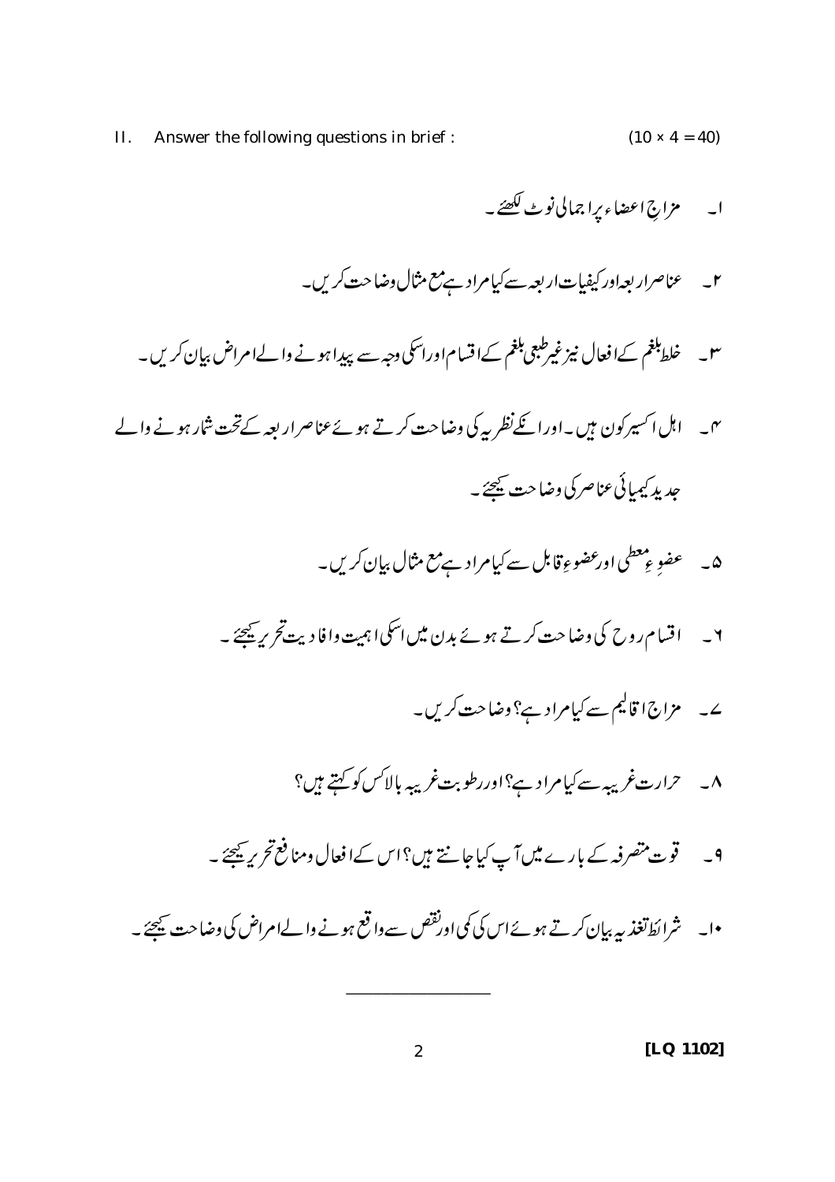II. Answer the following questions in brief : (10 × 4 = 40)

۱۔ مزاجِ اعضاء پر اجمالی نوٹ لکھئے۔

۲۔ عناصر اربعہ اور کیفیات اربعہ سے کیا مراد ہے مع مثال وضاحت کریں۔

۳۔ خلط بلغم کے افعال نیز غیر طبعی بلغم کے اقسام اور اسکی وجہ سے پیدا ہونے والے امراض بیان کریں۔

۴۔ اہل اکسیر کون ہیں۔ اور انکے نظریہ کی وضاحت کرتے ہوئے عناصر اربعہ کے تحت شمار ہونے والے جدید کیمیائی عناصر کی وضاحت کیجئے۔

۵۔ عضوِ معطی اور عضوِ قابل سے کیا مراد ہے مع مثال بیان کریں۔

۶۔ اقسام روح کی وضاحت کرتے ہوئے بدن میں اسکی اہمیت وافادیت تحریر کیجئے۔

۷۔ مزاج اقالیم سے کیا مراد ہے؟ وضاحت کریں۔

۸۔ حرارت غریبہ سے کیا مراد ہے؟ اور رطوبت غریبہ بالاکس کو کہتے ہیں؟

۹۔ قوت متصرفہ کے بارے میں آپ کیا جانتے ہیں؟ اس کے افعال ومنافع تحریر کیجئے۔

۱۰۔ شرائط تغذیہ بیان کرتے ہوئے اس کی کمی اور نقص سے واقع ہونے والے امراض کی وضاحت کیجئے۔

---

[LQ 1102]